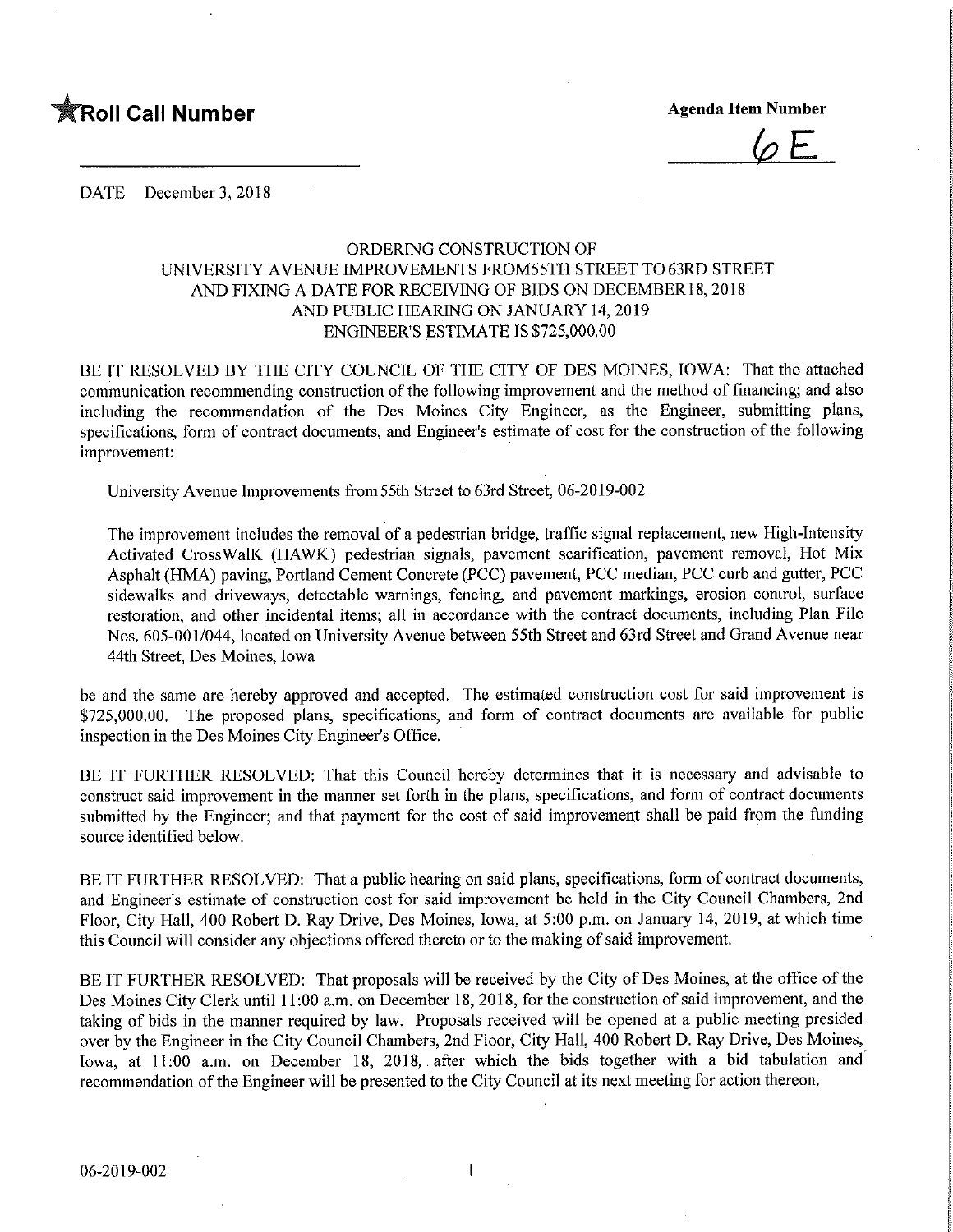★Roll Call Number

Agenda Item Number

6E

DATE December 3, 2018

ORDERING CONSTRUCTION OF
UNIVERSITY AVENUE IMPROVEMENTS FROM55TH STREET TO 63RD STREET
AND FIXING A DATE FOR RECEIVING OF BIDS ON DECEMBER18, 2018
AND PUBLIC HEARING ON JANUARY 14, 2019
ENGINEER'S ESTIMATE IS $725,000.00

BE IT RESOLVED BY THE CITY COUNCIL OF THE CITY OF DES MOINES, IOWA: That the attached communication recommending construction of the following improvement and the method of financing; and also including the recommendation of the Des Moines City Engineer, as the Engineer, submitting plans, specifications, form of contract documents, and Engineer's estimate of cost for the construction of the following improvement:

University Avenue Improvements from 55th Street to 63rd Street, 06-2019-002

The improvement includes the removal of a pedestrian bridge, traffic signal replacement, new High-Intensity Activated CrossWalK (HAWK) pedestrian signals, pavement scarification, pavement removal, Hot Mix Asphalt (HMA) paving, Portland Cement Concrete (PCC) pavement, PCC median, PCC curb and gutter, PCC sidewalks and driveways, detectable warnings, fencing, and pavement markings, erosion control, surface restoration, and other incidental items; all in accordance with the contract documents, including Plan File Nos. 605-001/044, located on University Avenue between 55th Street and 63rd Street and Grand Avenue near 44th Street, Des Moines, Iowa

be and the same are hereby approved and accepted. The estimated construction cost for said improvement is $725,000.00. The proposed plans, specifications, and form of contract documents are available for public inspection in the Des Moines City Engineer's Office.

BE IT FURTHER RESOLVED: That this Council hereby determines that it is necessary and advisable to construct said improvement in the manner set forth in the plans, specifications, and form of contract documents submitted by the Engineer; and that payment for the cost of said improvement shall be paid from the funding source identified below.

BE IT FURTHER RESOLVED: That a public hearing on said plans, specifications, form of contract documents, and Engineer's estimate of construction cost for said improvement be held in the City Council Chambers, 2nd Floor, City Hall, 400 Robert D. Ray Drive, Des Moines, Iowa, at 5:00 p.m. on January 14, 2019, at which time this Council will consider any objections offered thereto or to the making of said improvement.

BE IT FURTHER RESOLVED: That proposals will be received by the City of Des Moines, at the office of the Des Moines City Clerk until 11:00 a.m. on December 18, 2018, for the construction of said improvement, and the taking of bids in the manner required by law. Proposals received will be opened at a public meeting presided over by the Engineer in the City Council Chambers, 2nd Floor, City Hall, 400 Robert D. Ray Drive, Des Moines, Iowa, at 11:00 a.m. on December 18, 2018, after which the bids together with a bid tabulation and recommendation of the Engineer will be presented to the City Council at its next meeting for action thereon.

06-2019-002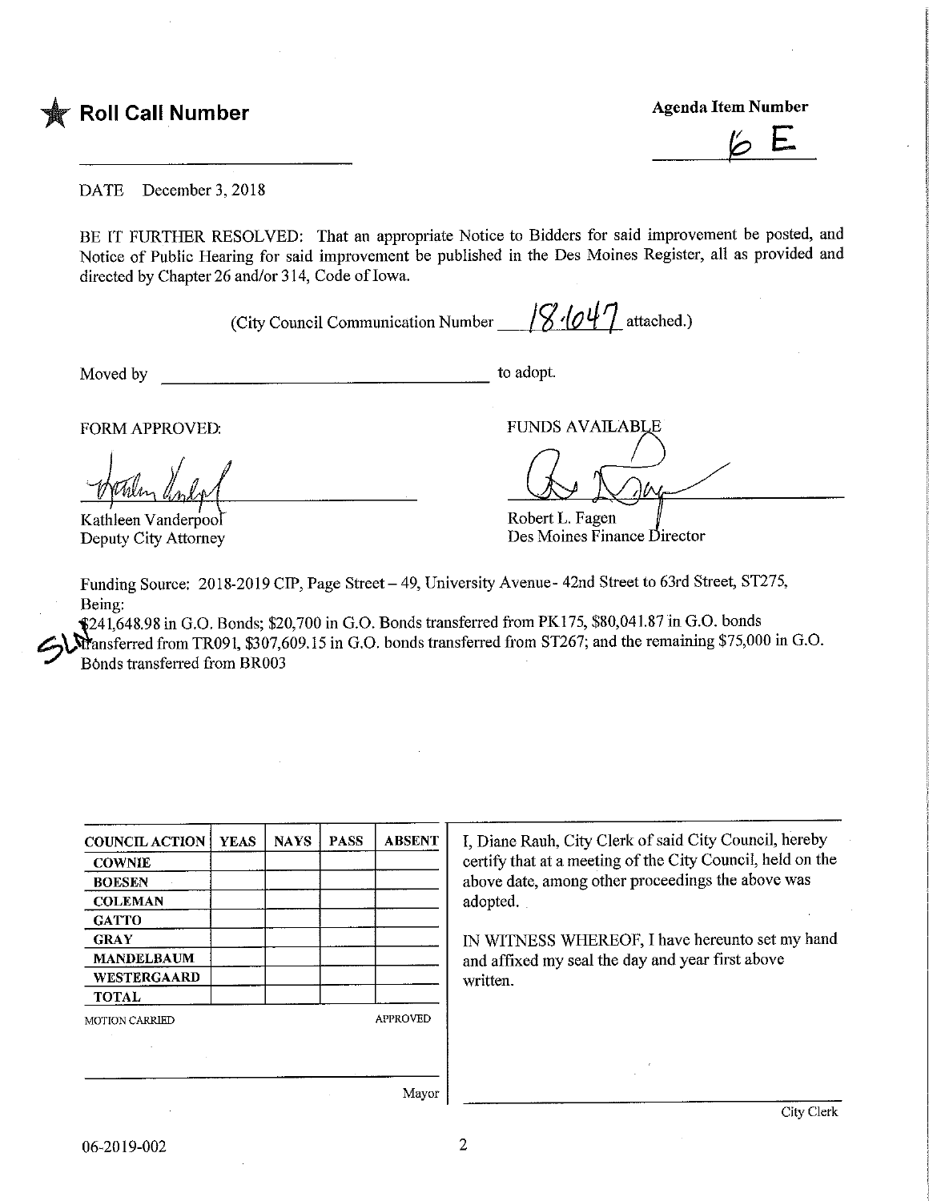★ **Roll Call Number**

**Agenda Item Number**

6 E

DATE December 3, 2018

BE IT FURTHER RESOLVED: That an appropriate Notice to Bidders for said improvement be posted, and Notice of Public Hearing for said improvement be published in the Des Moines Register, all as provided and directed by Chapter 26 and/or 314, Code of Iowa.

(City Council Communication Number 18-1047 attached.)

Moved by ______________________ to adopt.

FORM APPROVED:

Kathleen Vanderpool
Deputy City Attorney

FUNDS AVAILABLE

Robert L. Fagen
Des Moines Finance Director

Funding Source: 2018-2019 CIP, Page Street – 49, University Avenue- 42nd Street to 63rd Street, ST275, Being:
$241,648.98 in G.O. Bonds; $20,700 in G.O. Bonds transferred from PK175, $80,041.87 in G.O. bonds transferred from TR091, $307,609.15 in G.O. bonds transferred from ST267; and the remaining $75,000 in G.O. Bonds transferred from BR003

| COUNCIL ACTION | YEAS | NAYS | PASS | ABSENT |
|---|---|---|---|---|
| COWNIE | | | | |
| BOESEN | | | | |
| COLEMAN | | | | |
| GATTO | | | | |
| GRAY | | | | |
| MANDELBAUM | | | | |
| WESTERGAARD | | | | |
| TOTAL | | | | |

MOTION CARRIED APPROVED

Mayor

I, Diane Rauh, City Clerk of said City Council, hereby certify that at a meeting of the City Council, held on the above date, among other proceedings the above was adopted.

IN WITNESS WHEREOF, I have hereunto set my hand and affixed my seal the day and year first above written.

City Clerk

06-2019-002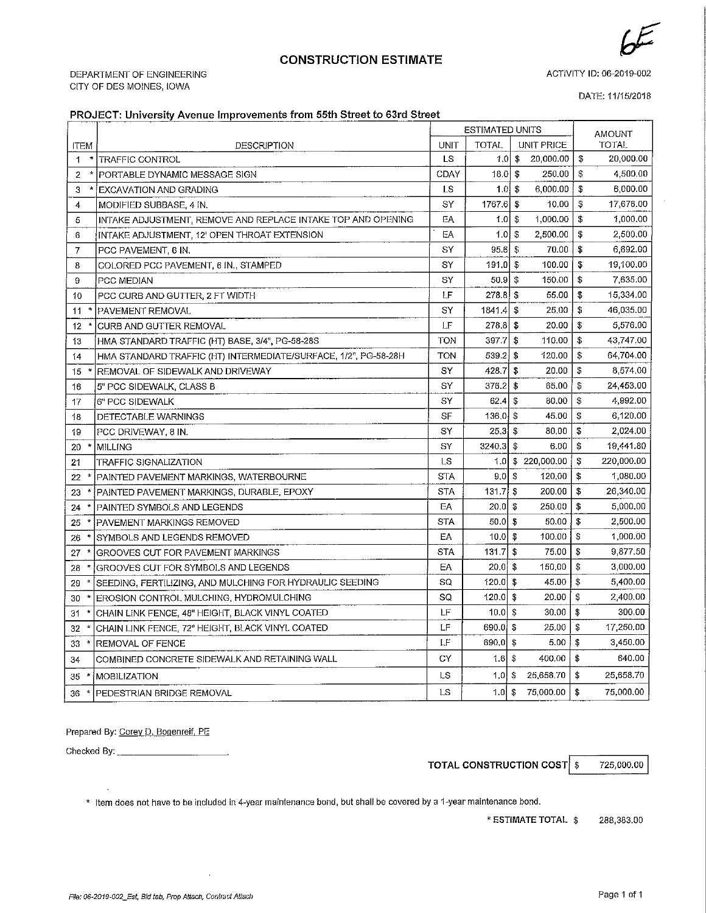6E

# CONSTRUCTION ESTIMATE

DEPARTMENT OF ENGINEERING
CITY OF DES MOINES, IOWA

ACTIVITY ID: 06-2019-002

DATE: 11/15/2018

**PROJECT: University Avenue Improvements from 55th Street to 63rd Street**

| ITEM | DESCRIPTION | ESTIMATED UNITS | | | AMOUNT TOTAL |
|---|---|---|---|---|---|
| | | UNIT | TOTAL | UNIT PRICE | |
| 1 * | TRAFFIC CONTROL | LS | 1.0 | $ 20,000.00 | $ 20,000.00 |
| 2 * | PORTABLE DYNAMIC MESSAGE SIGN | CDAY | 18.0 | $ 250.00 | $ 4,500.00 |
| 3 * | EXCAVATION AND GRADING | LS | 1.0 | $ 6,000.00 | $ 6,000.00 |
| 4 | MODIFIED SUBBASE, 4 IN. | SY | 1767.6 | $ 10.00 | $ 17,676.00 |
| 5 | INTAKE ADJUSTMENT, REMOVE AND REPLACE INTAKE TOP AND OPENING | EA | 1.0 | $ 1,000.00 | $ 1,000.00 |
| 6 | INTAKE ADJUSTMENT, 12' OPEN THROAT EXTENSION | EA | 1.0 | $ 2,500.00 | $ 2,500.00 |
| 7 | PCC PAVEMENT, 6 IN. | SY | 95.6 | $ 70.00 | $ 6,692.00 |
| 8 | COLORED PCC PAVEMENT, 6 IN., STAMPED | SY | 191.0 | $ 100.00 | $ 19,100.00 |
| 9 | PCC MEDIAN | SY | 50.9 | $ 150.00 | $ 7,635.00 |
| 10 | PCC CURB AND GUTTER, 2 FT WIDTH | LF | 278.8 | $ 55.00 | $ 15,334.00 |
| 11 * | PAVEMENT REMOVAL | SY | 1841.4 | $ 25.00 | $ 46,035.00 |
| 12 * | CURB AND GUTTER REMOVAL | LF | 278.8 | $ 20.00 | $ 5,576.00 |
| 13 | HMA STANDARD TRAFFIC (HT) BASE, 3/4", PG-58-28S | TON | 397.7 | $ 110.00 | $ 43,747.00 |
| 14 | HMA STANDARD TRAFFIC (HT) INTERMEDIATE/SURFACE, 1/2", PG-58-28H | TON | 539.2 | $ 120.00 | $ 64,704.00 |
| 15 * | REMOVAL OF SIDEWALK AND DRIVEWAY | SY | 428.7 | $ 20.00 | $ 8,574.00 |
| 16 | 5" PCC SIDEWALK, CLASS B | SY | 376.2 | $ 65.00 | $ 24,453.00 |
| 17 | 6" PCC SIDEWALK | SY | 62.4 | $ 80.00 | $ 4,992.00 |
| 18 | DETECTABLE WARNINGS | SF | 136.0 | $ 45.00 | $ 6,120.00 |
| 19 | PCC DRIVEWAY, 8 IN. | SY | 25.3 | $ 80.00 | $ 2,024.00 |
| 20 * | MILLING | SY | 3240.3 | $ 6.00 | $ 19,441.80 |
| 21 | TRAFFIC SIGNALIZATION | LS | 1.0 | $ 220,000.00 | $ 220,000.00 |
| 22 * | PAINTED PAVEMENT MARKINGS, WATERBOURNE | STA | 9.0 | $ 120.00 | $ 1,080.00 |
| 23 * | PAINTED PAVEMENT MARKINGS, DURABLE, EPOXY | STA | 131.7 | $ 200.00 | $ 26,340.00 |
| 24 * | PAINTED SYMBOLS AND LEGENDS | EA | 20.0 | $ 250.00 | $ 5,000.00 |
| 25 * | PAVEMENT MARKINGS REMOVED | STA | 50.0 | $ 50.00 | $ 2,500.00 |
| 26 * | SYMBOLS AND LEGENDS REMOVED | EA | 10.0 | $ 100.00 | $ 1,000.00 |
| 27 * | GROOVES CUT FOR PAVEMENT MARKINGS | STA | 131.7 | $ 75.00 | $ 9,877.50 |
| 28 * | GROOVES CUT FOR SYMBOLS AND LEGENDS | EA | 20.0 | $ 150.00 | $ 3,000.00 |
| 29 * | SEEDING, FERTILIZING, AND MULCHING FOR HYDRAULIC SEEDING | SQ | 120.0 | $ 45.00 | $ 5,400.00 |
| 30 * | EROSION CONTROL MULCHING, HYDROMULCHING | SQ | 120.0 | $ 20.00 | $ 2,400.00 |
| 31 * | CHAIN LINK FENCE, 48" HEIGHT, BLACK VINYL COATED | LF | 10.0 | $ 30.00 | $ 300.00 |
| 32 * | CHAIN LINK FENCE, 72" HEIGHT, BLACK VINYL COATED | LF | 690.0 | $ 25.00 | $ 17,250.00 |
| 33 * | REMOVAL OF FENCE | LF | 690.0 | $ 5.00 | $ 3,450.00 |
| 34 | COMBINED CONCRETE SIDEWALK AND RETAINING WALL | CY | 1.6 | $ 400.00 | $ 640.00 |
| 35 * | MOBILIZATION | LS | 1.0 | $ 25,658.70 | $ 25,658.70 |
| 36 * | PEDESTRIAN BRIDGE REMOVAL | LS | 1.0 | $ 75,000.00 | $ 75,000.00 |

Prepared By: Corey D. Bogenreif, PE

Checked By: ____________________

**TOTAL CONSTRUCTION COST** $ 725,000.00

\* Item does not have to be included in 4-year maintenance bond, but shall be covered by a 1-year maintenance bond.

**\* ESTIMATE TOTAL** $ 288,383.00

*File: 06-2019-002_Est, Bid tab, Prop Attach, Contract Attach*